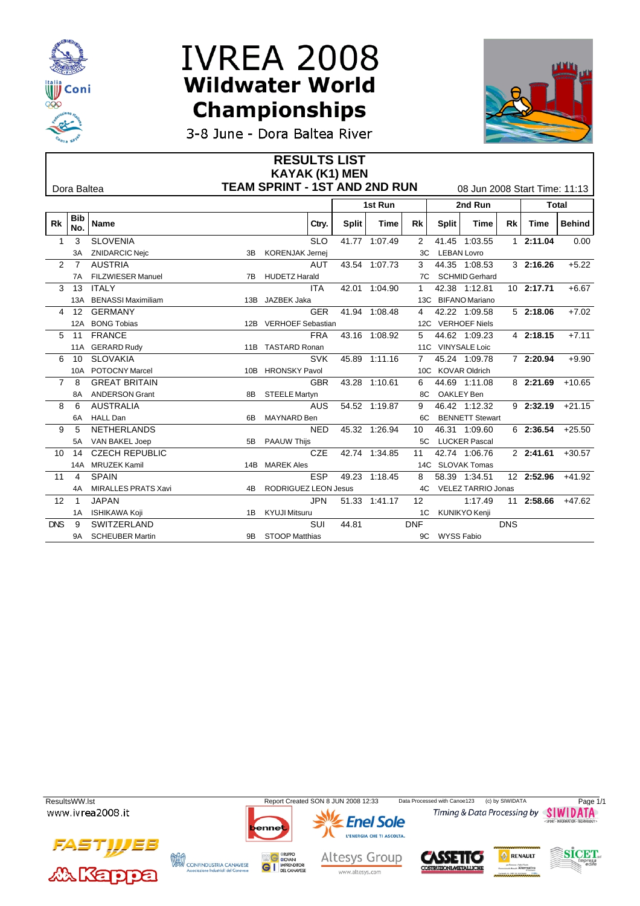# IVREA 2008

## Wildwater World Championships

3-8 June - Dora Baltea River

## RESULTS LIST

### KAYAK (K1) MEN

### TEAM SPRINT - 1ST AND 2ND RUN

Dora Baltea

08 Jun 2008 Start Time: 11:13

| Rk | Bib No. | Name | | | Ctry. | 1st Run Split | 1st Run Time | 1st Run Rk | 2nd Run Split | 2nd Run Time | 2nd Run Rk | Total Time | Total Behind |
|---|---|---|---|---|---|---|---|---|---|---|---|---|---|
| 1 | 3 | SLOVENIA | | | SLO | 41.77 | 1:07.49 | 2 | 41.45 | 1:03.55 | 1 | **2:11.04** | 0.00 |
| | 3A | ZNIDARCIC Nejc | 3B | KORENJAK Jernej | | | | 3C | LEBAN Lovro | | | | |
| 2 | 7 | AUSTRIA | | | AUT | 43.54 | 1:07.73 | 3 | 44.35 | 1:08.53 | 3 | **2:16.26** | +5.22 |
| | 7A | FILZWIESER Manuel | 7B | HUDETZ Harald | | | | 7C | SCHMID Gerhard | | | | |
| 3 | 13 | ITALY | | | ITA | 42.01 | 1:04.90 | 1 | 42.38 | 1:12.81 | 10 | **2:17.71** | +6.67 |
| | 13A | BENASSI Maximiliam | 13B | JAZBEK Jaka | | | | 13C | BIFANO Mariano | | | | |
| 4 | 12 | GERMANY | | | GER | 41.94 | 1:08.48 | 4 | 42.22 | 1:09.58 | 5 | **2:18.06** | +7.02 |
| | 12A | BONG Tobias | 12B | VERHOEF Sebastian | | | | 12C | VERHOEF Niels | | | | |
| 5 | 11 | FRANCE | | | FRA | 43.16 | 1:08.92 | 5 | 44.62 | 1:09.23 | 4 | **2:18.15** | +7.11 |
| | 11A | GERARD Rudy | 11B | TASTARD Ronan | | | | 11C | VINYSALE Loic | | | | |
| 6 | 10 | SLOVAKIA | | | SVK | 45.89 | 1:11.16 | 7 | 45.24 | 1:09.78 | 7 | **2:20.94** | +9.90 |
| | 10A | POTOCNY Marcel | 10B | HRONSKY Pavol | | | | 10C | KOVAR Oldrich | | | | |
| 7 | 8 | GREAT BRITAIN | | | GBR | 43.28 | 1:10.61 | 6 | 44.69 | 1:11.08 | 8 | **2:21.69** | +10.65 |
| | 8A | ANDERSON Grant | 8B | STEELE Martyn | | | | 8C | OAKLEY Ben | | | | |
| 8 | 6 | AUSTRALIA | | | AUS | 54.52 | 1:19.87 | 9 | 46.42 | 1:12.32 | 9 | **2:32.19** | +21.15 |
| | 6A | HALL Dan | 6B | MAYNARD Ben | | | | 6C | BENNETT Stewart | | | | |
| 9 | 5 | NETHERLANDS | | | NED | 45.32 | 1:26.94 | 10 | 46.31 | 1:09.60 | 6 | **2:36.54** | +25.50 |
| | 5A | VAN BAKEL Joep | 5B | PAAUW Thijs | | | | 5C | LUCKER Pascal | | | | |
| 10 | 14 | CZECH REPUBLIC | | | CZE | 42.74 | 1:34.85 | 11 | 42.74 | 1:06.76 | 2 | **2:41.61** | +30.57 |
| | 14A | MRUZEK Kamil | 14B | MAREK Ales | | | | 14C | SLOVAK Tomas | | | | |
| 11 | 4 | SPAIN | | | ESP | 49.23 | 1:18.45 | 8 | 58.39 | 1:34.51 | 12 | **2:52.96** | +41.92 |
| | 4A | MIRALLES PRATS Xavi | 4B | RODRIGUEZ LEON Jesus | | | | 4C | VELEZ TARRIO Jonas | | | | |
| 12 | 1 | JAPAN | | | JPN | 51.33 | 1:41.17 | 12 | | 1:17.49 | 11 | **2:58.66** | +47.62 |
| | 1A | ISHIKAWA Koji | 1B | KYUJI Mitsuru | | | | 1C | KUNIKYO Kenji | | | | |
| DNS | 9 | SWITZERLAND | | | SUI | 44.81 | | DNF | | | DNS | | |
| | 9A | SCHEUBER Martin | 9B | STOOP Matthias | | | | 9C | WYSS Fabio | | | | |

ResultsWW.lst — Report Created SON 8 JUN 2008 12:33 — Data Processed with Canoe123 (c) by SIWIDATA

www.ivrea2008.it — Timing & Data Processing by SIWIDATA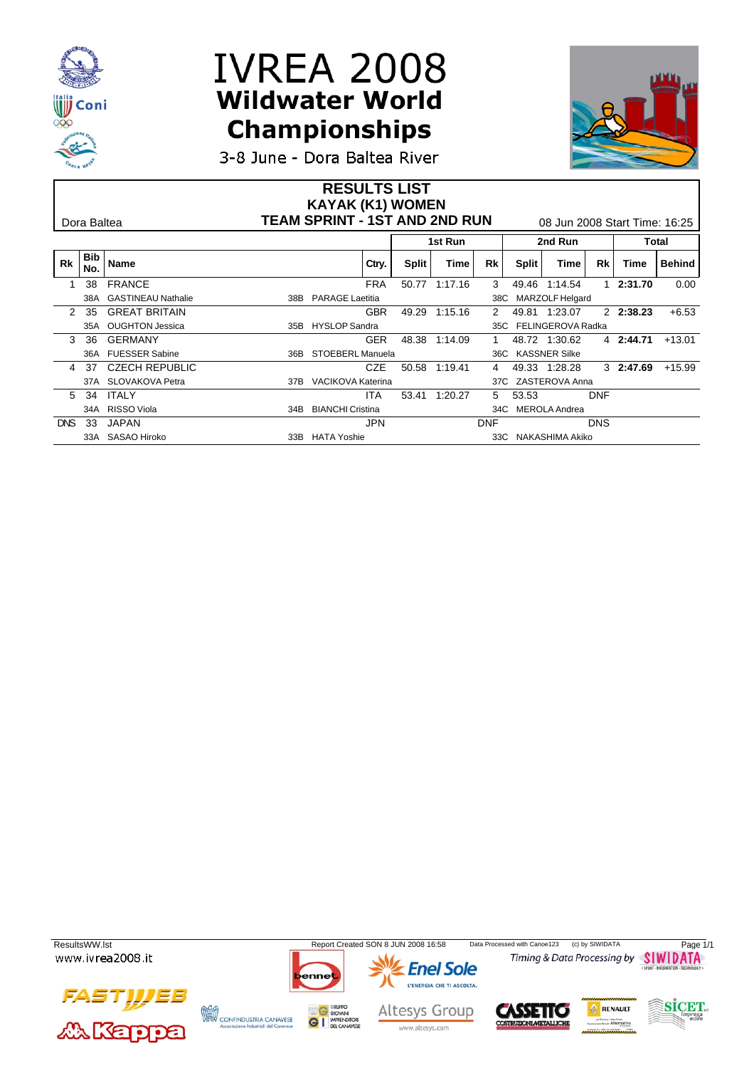# IVREA 2008
## Wildwater World Championships

3-8 June - Dora Baltea River

### RESULTS LIST
### KAYAK (K1) WOMEN
### TEAM SPRINT - 1ST AND 2ND RUN

Dora Baltea

08 Jun 2008 Start Time: 16:25

| Rk | Bib No. | Name | | Ctry. | 1st Run Split | 1st Run Time | 1st Run Rk | 2nd Run Split | 2nd Run Time | 2nd Run Rk | Total Time | Behind |
|---|---|---|---|---|---|---|---|---|---|---|---|---|
| 1 | 38 | FRANCE | | FRA | 50.77 | 1:17.16 | 3 | 49.46 | 1:14.54 | 1 | **2:31.70** | 0.00 |
| | 38A | GASTINEAU Nathalie | 38B PARAGE Laetitia | | | | 38C | MARZOLF Helgard | | | | |
| 2 | 35 | GREAT BRITAIN | | GBR | 49.29 | 1:15.16 | 2 | 49.81 | 1:23.07 | 2 | **2:38.23** | +6.53 |
| | 35A | OUGHTON Jessica | 35B HYSLOP Sandra | | | | 35C | FELINGEROVA Radka | | | | |
| 3 | 36 | GERMANY | | GER | 48.38 | 1:14.09 | 1 | 48.72 | 1:30.62 | 4 | **2:44.71** | +13.01 |
| | 36A | FUESSER Sabine | 36B STOEBERL Manuela | | | | 36C | KASSNER Silke | | | | |
| 4 | 37 | CZECH REPUBLIC | | CZE | 50.58 | 1:19.41 | 4 | 49.33 | 1:28.28 | 3 | **2:47.69** | +15.99 |
| | 37A | SLOVAKOVA Petra | 37B VACIKOVA Katerina | | | | 37C | ZASTEROVA Anna | | | | |
| 5 | 34 | ITALY | | ITA | 53.41 | 1:20.27 | 5 | 53.53 | | DNF | | |
| | 34A | RISSO Viola | 34B BIANCHI Cristina | | | | 34C | MEROLA Andrea | | | | |
| DNS | 33 | JAPAN | | JPN | | | DNF | | | DNS | | |
| | 33A | SASAO Hiroko | 33B HATA Yoshie | | | | 33C | NAKASHIMA Akiko | | | | |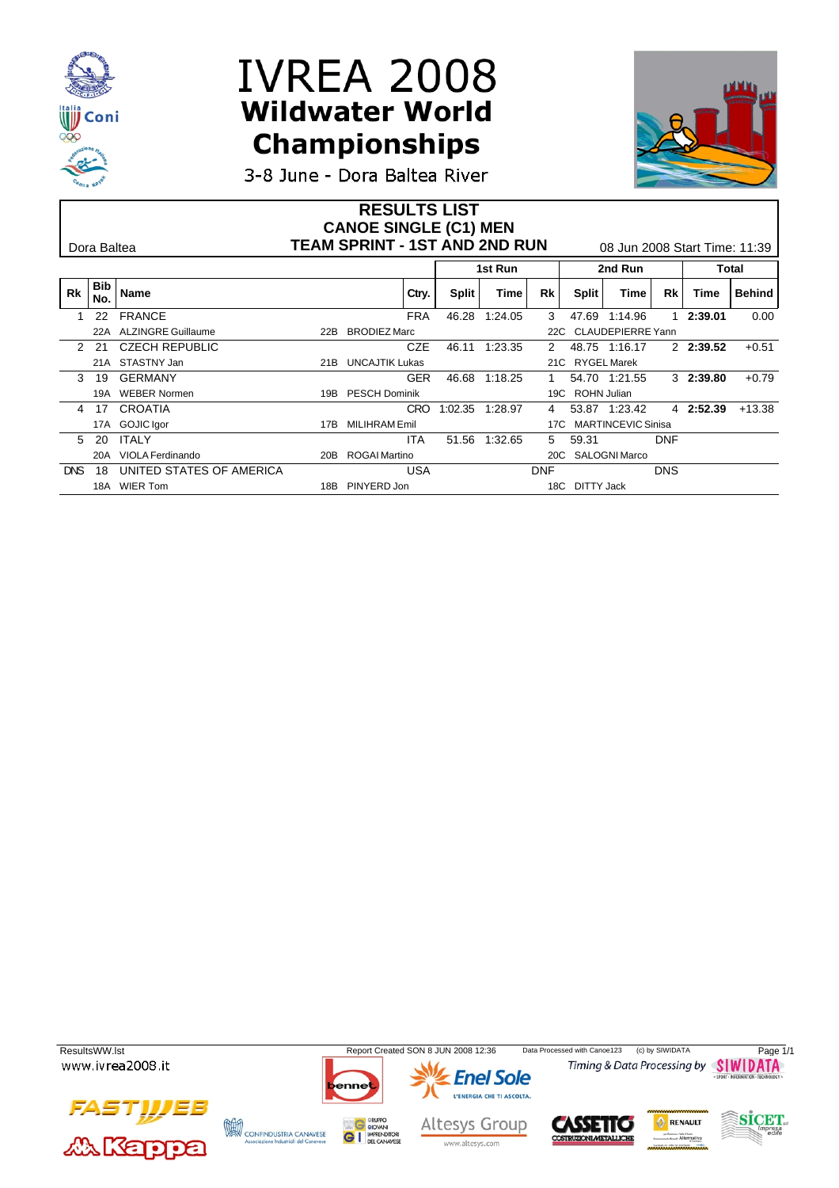# IVREA 2008
## Wildwater World Championships
3-8 June - Dora Baltea River

### RESULTS LIST
### CANOE SINGLE (C1) MEN
### TEAM SPRINT - 1ST AND 2ND RUN

Dora Baltea

08 Jun 2008 Start Time: 11:39

| Rk | Bib No. | Name | | | Ctry. | 1st Run Split | 1st Run Time | 1st Run Rk | 2nd Run Split | 2nd Run Time | 2nd Run Rk | Total Time | Total Behind |
|---|---|---|---|---|---|---|---|---|---|---|---|---|---|
| 1 | 22 | FRANCE | | | FRA | 46.28 | 1:24.05 | 3 | 47.69 | 1:14.96 | 1 | **2:39.01** | 0.00 |
| | 22A | ALZINGRE Guillaume | 22B | BRODIEZ Marc | | | | 22C | CLAUDEPIERRE Yann | | | | |
| 2 | 21 | CZECH REPUBLIC | | | CZE | 46.11 | 1:23.35 | 2 | 48.75 | 1:16.17 | 2 | **2:39.52** | +0.51 |
| | 21A | STASTNY Jan | 21B | UNCAJTIK Lukas | | | | 21C | RYGEL Marek | | | | |
| 3 | 19 | GERMANY | | | GER | 46.68 | 1:18.25 | 1 | 54.70 | 1:21.55 | 3 | **2:39.80** | +0.79 |
| | 19A | WEBER Normen | 19B | PESCH Dominik | | | | 19C | ROHN Julian | | | | |
| 4 | 17 | CROATIA | | | CRO | 1:02.35 | 1:28.97 | 4 | 53.87 | 1:23.42 | 4 | **2:52.39** | +13.38 |
| | 17A | GOJIC Igor | 17B | MILIHRAM Emil | | | | 17C | MARTINCEVIC Sinisa | | | | |
| 5 | 20 | ITALY | | | ITA | 51.56 | 1:32.65 | 5 | 59.31 | | DNF | | |
| | 20A | VIOLA Ferdinando | 20B | ROGAI Martino | | | | 20C | SALOGNI Marco | | | | |
| DNS | 18 | UNITED STATES OF AMERICA | | | USA | | | DNF | | | DNS | | |
| | 18A | WIER Tom | 18B | PINYERD Jon | | | | 18C | DITTY Jack | | | | |

ResultsWW.lst — Report Created SON 8 JUN 2008 12:36 — Data Processed with Canoe123 (c) by SIWIDATA

www.ivrea2008.it — Timing & Data Processing by SIWIDATA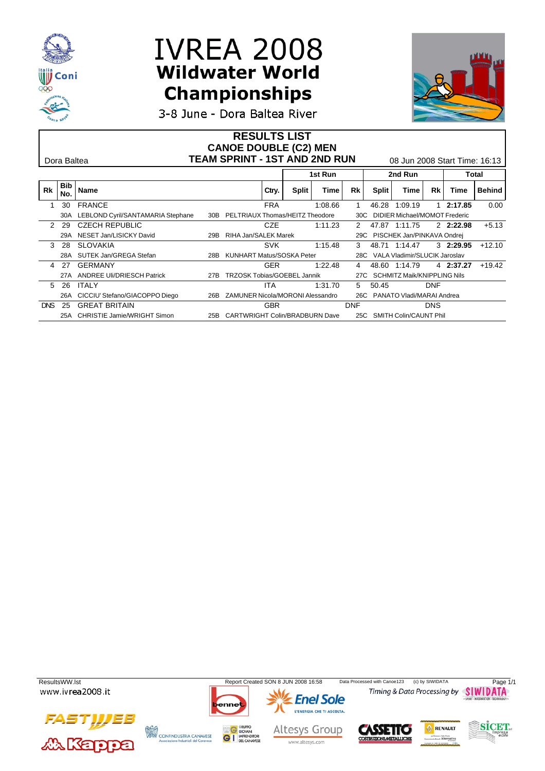# IVREA 2008
## Wildwater World Championships
3-8 June - Dora Baltea River

## RESULTS LIST
### CANOE DOUBLE (C2) MEN
### TEAM SPRINT - 1ST AND 2ND RUN

Dora Baltea

08 Jun 2008 Start Time: 16:13

| | | | | 1st Run | | | 2nd Run | | | Total | |
|---|---|---|---|---|---|---|---|---|---|---|---|
| Rk | Bib No. | Name | Ctry. | Split | Time | Rk | Split | Time | Rk | Time | Behind |
| 1 | 30 | FRANCE | FRA | | 1:08.66 | 1 | 46.28 | 1:09.19 | 1 | **2:17.85** | 0.00 |
| | 30A | LEBLOND Cyril/SANTAMARIA Stephane | 30B PELTRIAUX Thomas/HEITZ Theodore | | | 30C DIDIER Michael/MOMOT Frederic | | | | | |
| 2 | 29 | CZECH REPUBLIC | CZE | | 1:11.23 | 2 | 47.87 | 1:11.75 | 2 | **2:22.98** | +5.13 |
| | 29A | NESET Jan/LISICKY David | 29B RIHA Jan/SALEK Marek | | | 29C PISCHEK Jan/PINKAVA Ondrej | | | | | |
| 3 | 28 | SLOVAKIA | SVK | | 1:15.48 | 3 | 48.71 | 1:14.47 | 3 | **2:29.95** | +12.10 |
| | 28A | SUTEK Jan/GREGA Stefan | 28B KUNHART Matus/SOSKA Peter | | | 28C VALA Vladimir/SLUCIK Jaroslav | | | | | |
| 4 | 27 | GERMANY | GER | | 1:22.48 | 4 | 48.60 | 1:14.79 | 4 | **2:37.27** | +19.42 |
| | 27A | ANDREE Uli/DRIESCH Patrick | 27B TRZOSK Tobias/GOEBEL Jannik | | | 27C SCHMITZ Maik/KNIPPLING Nils | | | | | |
| 5 | 26 | ITALY | ITA | | 1:31.70 | 5 | 50.45 | | DNF | | |
| | 26A | CICCIU' Stefano/GIACOPPO Diego | 26B ZAMUNER Nicola/MORONI Alessandro | | | 26C PANATO Vladi/MARAI Andrea | | | | | |
| DNS | 25 | GREAT BRITAIN | GBR | | | DNF | | | DNS | | |
| | 25A | CHRISTIE Jamie/WRIGHT Simon | 25B CARTWRIGHT Colin/BRADBURN Dave | | | 25C SMITH Colin/CAUNT Phil | | | | | |

ResultsWW.lst — Report Created SON 8 JUN 2008 16:58 — Data Processed with Canoe123 (c) by SIWIDATA

www.ivrea2008.it — Timing & Data Processing by SIWIDATA